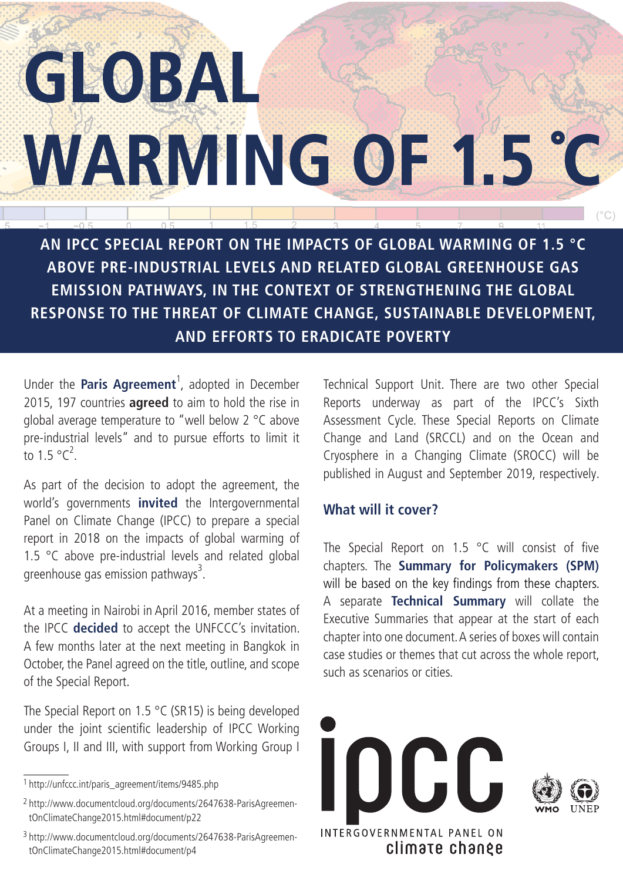# GLOBAL WARMING OF 1.5 °C

**AN IPCC SPECIAL REPORT ON THE IMPACTS OF GLOBAL WARMING OF 1.5 °C ABOVE PRE-INDUSTRIAL LEVELS AND RELATED GLOBAL GREENHOUSE GAS EMISSION PATHWAYS, IN THE CONTEXT OF STRENGTHENING THE GLOBAL RESPONSE TO THE THREAT OF CLIMATE CHANGE, SUSTAINABLE DEVELOPMENT, AND EFFORTS TO ERADICATE POVERTY**

Under the **Paris Agreement**[1], adopted in December 2015, 197 countries **agreed** to aim to hold the rise in global average temperature to "well below 2 °C above pre-industrial levels" and to pursue efforts to limit it to 1.5 °C[2].

As part of the decision to adopt the agreement, the world's governments **invited** the Intergovernmental Panel on Climate Change (IPCC) to prepare a special report in 2018 on the impacts of global warming of 1.5 °C above pre-industrial levels and related global greenhouse gas emission pathways[3].

At a meeting in Nairobi in April 2016, member states of the IPCC **decided** to accept the UNFCCC's invitation. A few months later at the next meeting in Bangkok in October, the Panel agreed on the title, outline, and scope of the Special Report.

The Special Report on 1.5 °C (SR15) is being developed under the joint scientific leadership of IPCC Working Groups I, II and III, with support from Working Group I Technical Support Unit. There are two other Special Reports underway as part of the IPCC's Sixth Assessment Cycle. These Special Reports on Climate Change and Land (SRCCL) and on the Ocean and Cryosphere in a Changing Climate (SROCC) will be published in August and September 2019, respectively.

## What will it cover?

The Special Report on 1.5 °C will consist of five chapters. The **Summary for Policymakers (SPM)** will be based on the key findings from these chapters. A separate **Technical Summary** will collate the Executive Summaries that appear at the start of each chapter into one document. A series of boxes will contain case studies or themes that cut across the whole report, such as scenarios or cities.

ipcc
INTERGOVERNMENTAL PANEL ON climate change

WMO UNEP

---

[1] http://unfccc.int/paris_agreement/items/9485.php

[2] http://www.documentcloud.org/documents/2647638-ParisAgreementOnClimateChange2015.html#document/p22

[3] http://www.documentcloud.org/documents/2647638-ParisAgreementOnClimateChange2015.html#document/p4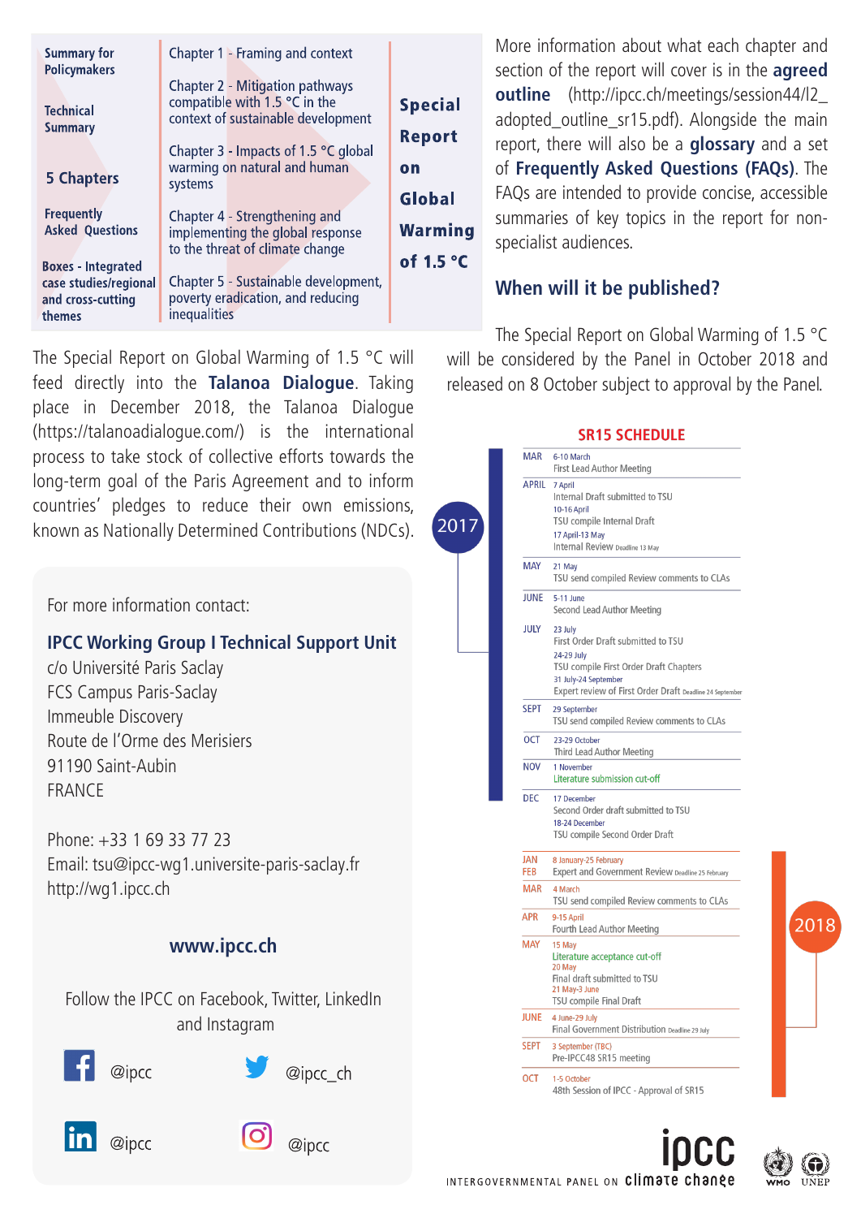| | | |
|---|---|---|
| **Summary for Policymakers** | Chapter 1 - Framing and context | **Special Report on Global Warming of 1.5 °C** |
| **Technical Summary** | Chapter 2 - Mitigation pathways compatible with 1.5 °C in the context of sustainable development | |
| **5 Chapters** | Chapter 3 - Impacts of 1.5 °C global warming on natural and human systems | |
| **Frequently Asked Questions** | Chapter 4 - Strengthening and implementing the global response to the threat of climate change | |
| **Boxes - Integrated case studies/regional and cross-cutting themes** | Chapter 5 - Sustainable development, poverty eradication, and reducing inequalities | |

The Special Report on Global Warming of 1.5 °C will feed directly into the **Talanoa Dialogue**. Taking place in December 2018, the Talanoa Dialogue (https://talanoadialogue.com/) is the international process to take stock of collective efforts towards the long-term goal of the Paris Agreement and to inform countries' pledges to reduce their own emissions, known as Nationally Determined Contributions (NDCs).

More information about what each chapter and section of the report will cover is in the **agreed outline** (http://ipcc.ch/meetings/session44/l2_adopted_outline_sr15.pdf). Alongside the main report, there will also be a **glossary** and a set of **Frequently Asked Questions (FAQs)**. The FAQs are intended to provide concise, accessible summaries of key topics in the report for non-specialist audiences.

## When will it be published?

The Special Report on Global Warming of 1.5 °C will be considered by the Panel in October 2018 and released on 8 October subject to approval by the Panel.

### SR15 SCHEDULE

**2017**

| Month | Date | Activity |
|---|---|---|
| MAR | 6-10 March | First Lead Author Meeting |
| APRIL | 7 April | Internal Draft submitted to TSU |
| | 10-16 April | TSU compile Internal Draft |
| | 17 April-13 May | Internal Review Deadline 13 May |
| MAY | 21 May | TSU send compiled Review comments to CLAs |
| JUNE | 5-11 June | Second Lead Author Meeting |
| JULY | 23 July | First Order Draft submitted to TSU |
| | 24-29 July | TSU compile First Order Draft Chapters |
| | 31 July-24 September | Expert review of First Order Draft Deadline 24 September |
| SEPT | 29 September | TSU send compiled Review comments to CLAs |
| OCT | 23-29 October | Third Lead Author Meeting |
| NOV | 1 November | Literature submission cut-off |
| DEC | 17 December | Second Order draft submitted to TSU |
| | 18-24 December | TSU compile Second Order Draft |

**2018**

| Month | Date | Activity |
|---|---|---|
| JAN FEB | 8 January-25 February | Expert and Government Review Deadline 25 February |
| MAR | 4 March | TSU send compiled Review comments to CLAs |
| APR | 9-15 April | Fourth Lead Author Meeting |
| MAY | 15 May | Literature acceptance cut-off |
| | 20 May | Final draft submitted to TSU |
| | 21 May-3 June | TSU compile Final Draft |
| JUNE | 4 June-29 July | Final Government Distribution Deadline 29 July |
| SEPT | 3 September (TBC) | Pre-IPCC48 SR15 meeting |
| OCT | 1-5 October | 48th Session of IPCC - Approval of SR15 |

For more information contact:

**IPCC Working Group I Technical Support Unit**
c/o Université Paris Saclay
FCS Campus Paris-Saclay
Immeuble Discovery
Route de l'Orme des Merisiers
91190 Saint-Aubin
FRANCE

Phone: +33 1 69 33 77 23
Email: tsu@ipcc-wg1.universite-paris-saclay.fr
http://wg1.ipcc.ch

**www.ipcc.ch**

Follow the IPCC on Facebook, Twitter, LinkedIn and Instagram

@ipcc @ipcc_ch

@ipcc @ipcc

ipcc INTERGOVERNMENTAL PANEL ON climate change

WMO UNEP